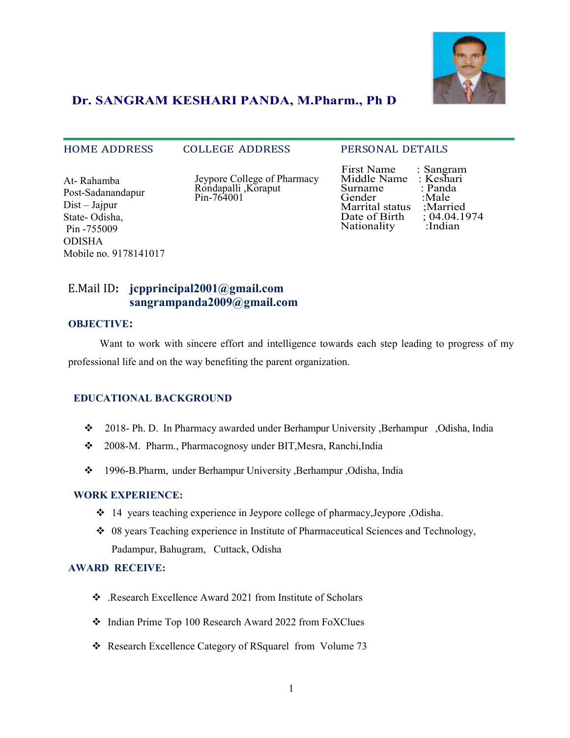# Dr. SANGRAM KESHARI PANDA, M.Pharm., Ph D

## HOME ADDRESS

At- Rahamba
Post-Sadanandapur
Dist – Jajpur
State- Odisha,
Pin -755009
ODISHA
Mobile no. 9178141017

## COLLEGE ADDRESS

Jeypore College of Pharmacy
Rondapalli ,Koraput
Pin-764001

## PERSONAL DETAILS

First Name : Sangram
Middle Name : Keshari
Surname : Panda
Gender :Male
Marrital status ;Married
Date of Birth ; 04.04.1974
Nationality :Indian

E.Mail ID: **jcpprincipal2001@gmail.com**
**sangrampanda2009@gmail.com**

## OBJECTIVE:

Want to work with sincere effort and intelligence towards each step leading to progress of my professional life and on the way benefiting the parent organization.

## EDUCATIONAL BACKGROUND

- 2018- Ph. D. In Pharmacy awarded under Berhampur University ,Berhampur ,Odisha, India
- 2008-M. Pharm., Pharmacognosy under BIT,Mesra, Ranchi,India
- 1996-B.Pharm, under Berhampur University ,Berhampur ,Odisha, India

## WORK EXPERIENCE:

- 14 years teaching experience in Jeypore college of pharmacy,Jeypore ,Odisha.
- 08 years Teaching experience in Institute of Pharmaceutical Sciences and Technology, Padampur, Bahugram, Cuttack, Odisha

## AWARD RECEIVE:

- .Research Excellence Award 2021 from Institute of Scholars
- Indian Prime Top 100 Research Award 2022 from FoXClues
- Research Excellence Category of RSquarel from Volume 73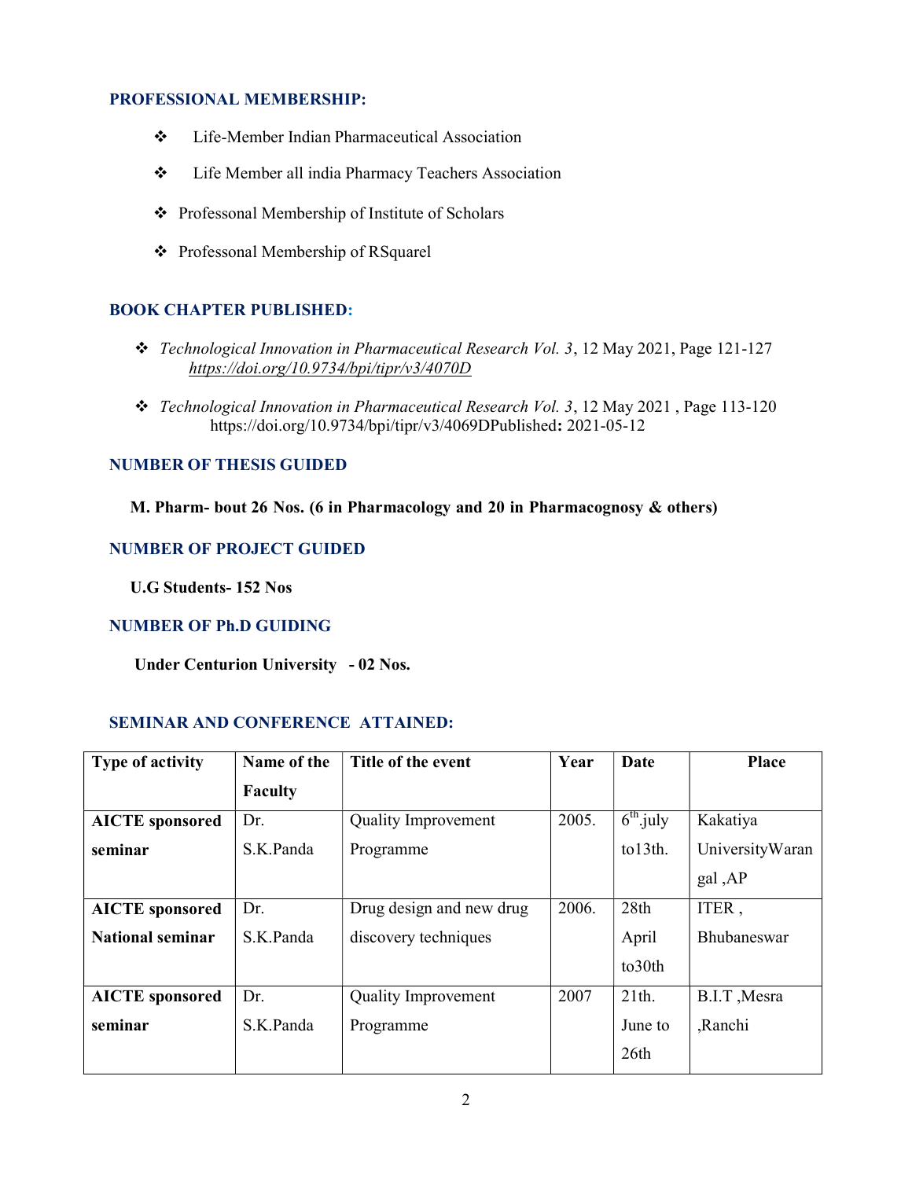## PROFESSIONAL MEMBERSHIP:

- Life-Member Indian Pharmaceutical Association
- Life Member all india Pharmacy Teachers Association
- Professonal Membership of Institute of Scholars
- Professonal Membership of RSquarel

## BOOK CHAPTER PUBLISHED:

- *Technological Innovation in Pharmaceutical Research Vol. 3*, 12 May 2021, Page 121-127 *https://doi.org/10.9734/bpi/tipr/v3/4070D*
- *Technological Innovation in Pharmaceutical Research Vol. 3*, 12 May 2021 , Page 113-120 https://doi.org/10.9734/bpi/tipr/v3/4069DPublished**:** 2021-05-12

## NUMBER OF THESIS GUIDED

**M. Pharm- bout 26 Nos. (6 in Pharmacology and 20 in Pharmacognosy & others)**

## NUMBER OF PROJECT GUIDED

**U.G Students- 152 Nos**

## NUMBER OF Ph.D GUIDING

**Under Centurion University - 02 Nos.**

## SEMINAR AND CONFERENCE ATTAINED:

| Type of activity | Name of the Faculty | Title of the event | Year | Date | Place |
|---|---|---|---|---|---|
| **AICTE sponsored seminar** | Dr. S.K.Panda | Quality Improvement Programme | 2005. | 6th.july to13th. | Kakatiya UniversityWarangal ,AP |
| **AICTE sponsored National seminar** | Dr. S.K.Panda | Drug design and new drug discovery techniques | 2006. | 28th April to30th | ITER , Bhubaneswar |
| **AICTE sponsored seminar** | Dr. S.K.Panda | Quality Improvement Programme | 2007 | 21th. June to 26th | B.I.T ,Mesra ,Ranchi |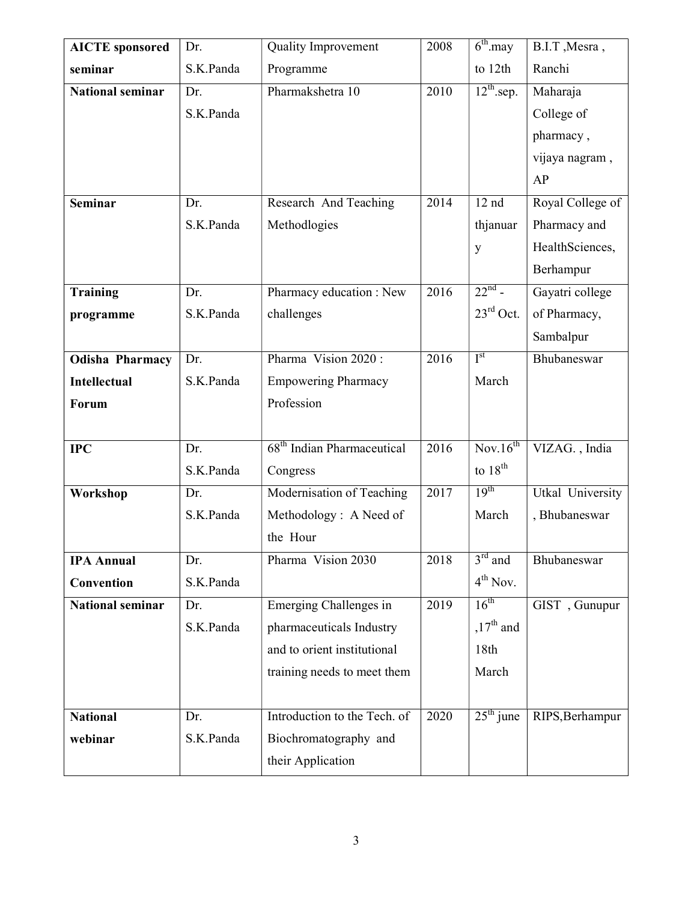| **AICTE sponsored seminar** | Dr. S.K.Panda | Quality Improvement Programme | 2008 | $6^{th}$.may to 12th | B.I.T ,Mesra , Ranchi |
|---|---|---|---|---|---|
| **National seminar** | Dr. S.K.Panda | Pharmakshetra 10 | 2010 | $12^{th}$.sep. | Maharaja College of pharmacy , vijaya nagram , AP |
| **Seminar** | Dr. S.K.Panda | Research And Teaching Methdlogies | 2014 | 12 nd thjanuary | Royal College of Pharmacy and HealthSciences, Berhampur |
| **Training programme** | Dr. S.K.Panda | Pharmacy education : New challenges | 2016 | $22^{nd}$ - $23^{rd}$ Oct. | Gayatri college of Pharmacy, Sambalpur |
| **Odisha Pharmacy Intellectual Forum** | Dr. S.K.Panda | Pharma Vision 2020 : Empowering Pharmacy Profession | 2016 | $I^{st}$ March | Bhubaneswar |
| **IPC** | Dr. S.K.Panda | $68^{th}$ Indian Pharmaceutical Congress | 2016 | Nov.$16^{th}$ to $18^{th}$ | VIZAG. , India |
| **Workshop** | Dr. S.K.Panda | Modernisation of Teaching Methodology : A Need of the Hour | 2017 | $19^{th}$ March | Utkal University , Bhubaneswar |
| **IPA Annual Convention** | Dr. S.K.Panda | Pharma Vision 2030 | 2018 | $3^{rd}$ and $4^{th}$ Nov. | Bhubaneswar |
| **National seminar** | Dr. S.K.Panda | Emerging Challenges in pharmaceuticals Industry and to orient institutional training needs to meet them | 2019 | $16^{th}$ ,$17^{th}$ and 18th March | GIST , Gunupur |
| **National webinar** | Dr. S.K.Panda | Introduction to the Tech. of Biochromatography and their Application | 2020 | $25^{th}$ june | RIPS,Berhampur |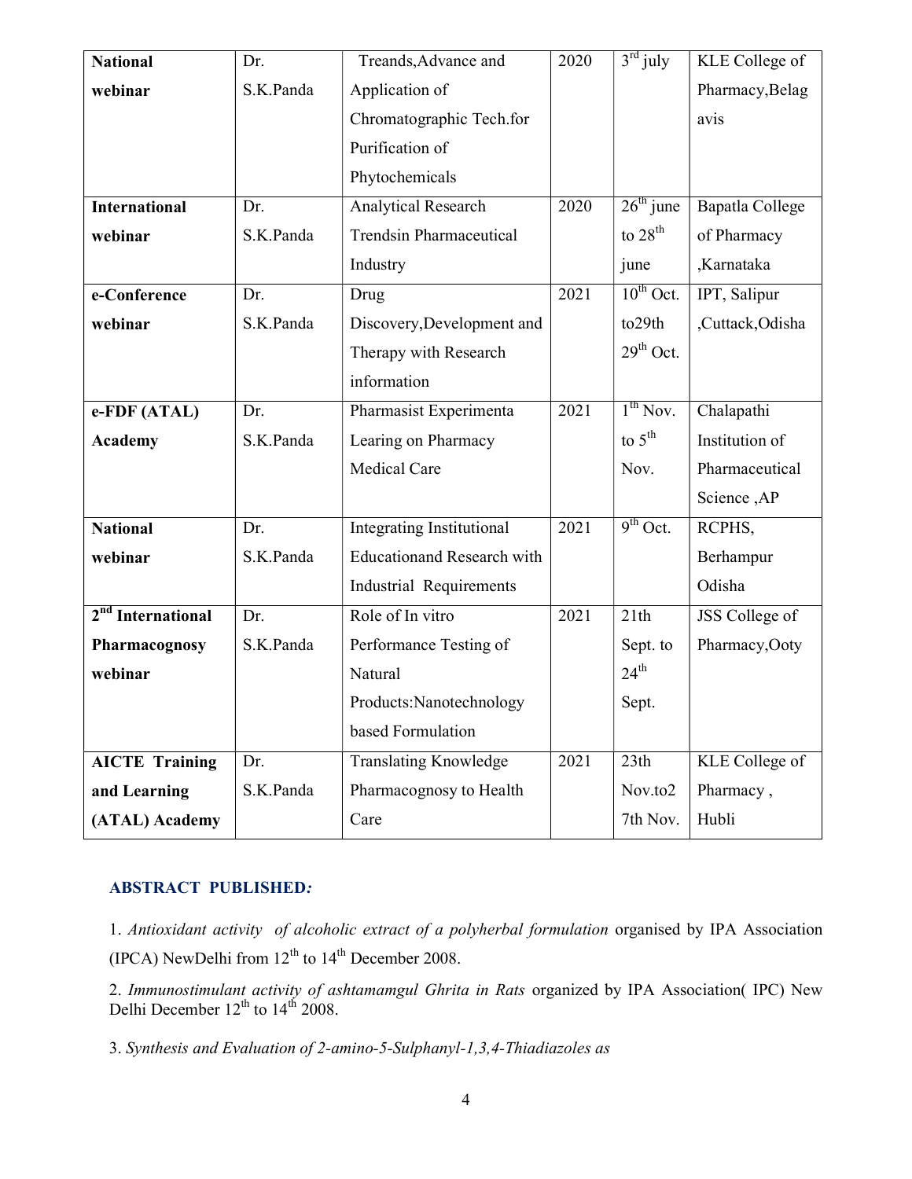| **National webinar** | Dr. S.K.Panda | Treands,Advance and Application of Chromatographic Tech.for Purification of Phytochemicals | 2020 | 3rd july | KLE College of Pharmacy,Belagavis |
| --- | --- | --- | --- | --- | --- |
| **International webinar** | Dr. S.K.Panda | Analytical Research Trendsin Pharmaceutical Industry | 2020 | 26th june to 28th june | Bapatla College of Pharmacy ,Karnataka |
| **e-Conference webinar** | Dr. S.K.Panda | Drug Discovery,Development and Therapy with Research information | 2021 | 10th Oct. to29th 29th Oct. | IPT, Salipur ,Cuttack,Odisha |
| **e-FDF (ATAL) Academy** | Dr. S.K.Panda | Pharmasist Experimenta Learing on Pharmacy Medical Care | 2021 | 1th Nov. to 5th Nov. | Chalapathi Institution of Pharmaceutical Science ,AP |
| **National webinar** | Dr. S.K.Panda | Integrating Institutional Educationand Research with Industrial Requirements | 2021 | 9th Oct. | RCPHS, Berhampur Odisha |
| **2nd International Pharmacognosy webinar** | Dr. S.K.Panda | Role of In vitro Performance Testing of Natural Products:Nanotechnology based Formulation | 2021 | 21th Sept. to 24th Sept. | JSS College of Pharmacy,Ooty |
| **AICTE Training and Learning (ATAL) Academy** | Dr. S.K.Panda | Translating Knowledge Pharmacognosy to Health Care | 2021 | 23th Nov.to27th Nov. | KLE College of Pharmacy , Hubli |

**ABSTRACT PUBLISHED*:***

1. *Antioxidant activity of alcoholic extract of a polyherbal formulation* organised by IPA Association (IPCA) NewDelhi from 12th to 14th December 2008.

2. *Immunostimulant activity of ashtamamgul Ghrita in Rats* organized by IPA Association( IPC) New Delhi December 12th to 14th 2008.

3. *Synthesis and Evaluation of 2-amino-5-Sulphanyl-1,3,4-Thiadiazoles as*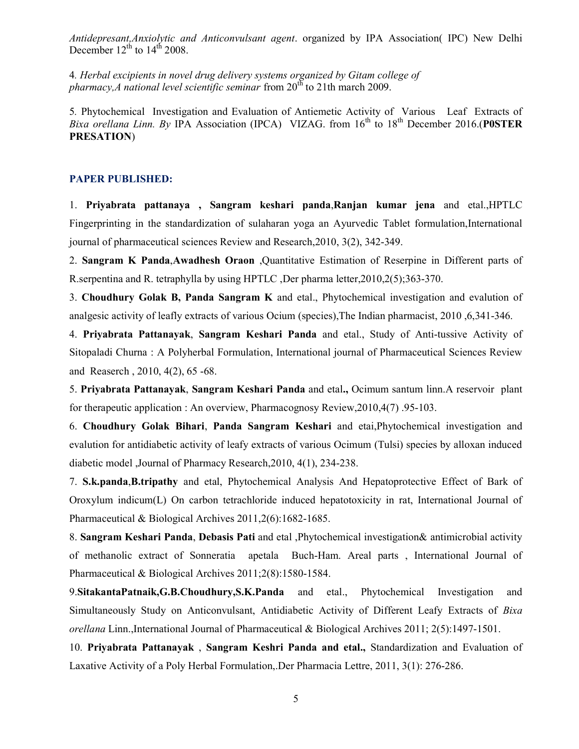*Antidepresant,Anxiolytic and Anticonvulsant agent*. organized by IPA Association( IPC) New Delhi December 12th to 14th 2008.

4. *Herbal excipients in novel drug delivery systems organized by Gitam college of pharmacy,A national level scientific seminar* from 20th to 21th march 2009.

5. Phytochemical Investigation and Evaluation of Antiemetic Activity of Various Leaf Extracts of *Bixa orellana Linn. By* IPA Association (IPCA) VIZAG. from 16th to 18th December 2016.(**P0STER PRESATION**)

## PAPER PUBLISHED:

1. **Priyabrata pattanaya , Sangram keshari panda**,**Ranjan kumar jena** and etal.,HPTLC Fingerprinting in the standardization of sulaharan yoga an Ayurvedic Tablet formulation,International journal of pharmaceutical sciences Review and Research,2010, 3(2), 342-349.

2. **Sangram K Panda**,**Awadhesh Oraon** ,Quantitative Estimation of Reserpine in Different parts of R.serpentina and R. tetraphylla by using HPTLC ,Der pharma letter,2010,2(5);363-370.

3. **Choudhury Golak B, Panda Sangram K** and etal., Phytochemical investigation and evalution of analgesic activity of leafly extracts of various Ocium (species),The Indian pharmacist, 2010 ,6,341-346.

4. **Priyabrata Pattanayak**, **Sangram Keshari Panda** and etal., Study of Anti-tussive Activity of Sitopaladi Churna : A Polyherbal Formulation, International journal of Pharmaceutical Sciences Review and Reaserch , 2010, 4(2), 65 -68.

5. **Priyabrata Pattanayak**, **Sangram Keshari Panda** and etal**.,** Ocimum santum linn.A reservoir plant for therapeutic application : An overview, Pharmacognosy Review,2010,4(7) .95-103.

6. **Choudhury Golak Bihari**, **Panda Sangram Keshari** and etai,Phytochemical investigation and evalution for antidiabetic activity of leafy extracts of various Ocimum (Tulsi) species by alloxan induced diabetic model ,Journal of Pharmacy Research,2010, 4(1), 234-238.

7. **S.k.panda**,**B.tripathy** and etal, Phytochemical Analysis And Hepatoprotective Effect of Bark of Oroxylum indicum(L) On carbon tetrachloride induced hepatotoxicity in rat, International Journal of Pharmaceutical & Biological Archives 2011,2(6):1682-1685.

8. **Sangram Keshari Panda**, **Debasis Pati** and etal ,Phytochemical investigation& antimicrobial activity of methanolic extract of Sonneratia apetala Buch-Ham. Areal parts , International Journal of Pharmaceutical & Biological Archives 2011;2(8):1580-1584.

9.**SitakantaPatnaik,G.B.Choudhury,S.K.Panda** and etal., Phytochemical Investigation and Simultaneously Study on Anticonvulsant, Antidiabetic Activity of Different Leafy Extracts of *Bixa orellana* Linn.,International Journal of Pharmaceutical & Biological Archives 2011; 2(5):1497-1501.

10. **Priyabrata Pattanayak** , **Sangram Keshri Panda and etal.,** Standardization and Evaluation of Laxative Activity of a Poly Herbal Formulation,.Der Pharmacia Lettre, 2011, 3(1): 276-286.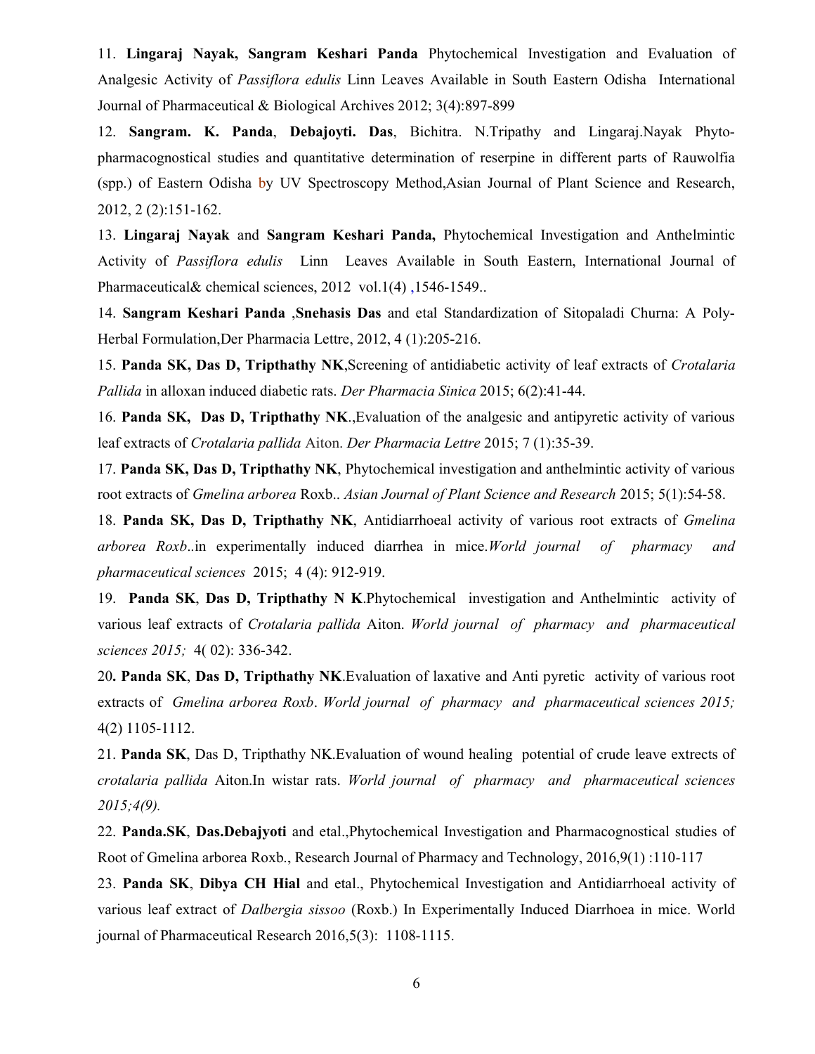11. **Lingaraj Nayak, Sangram Keshari Panda** Phytochemical Investigation and Evaluation of Analgesic Activity of *Passiflora edulis* Linn Leaves Available in South Eastern Odisha International Journal of Pharmaceutical & Biological Archives 2012; 3(4):897-899

12. **Sangram. K. Panda**, **Debajoyti. Das**, Bichitra. N.Tripathy and Lingaraj.Nayak Phyto-pharmacognostical studies and quantitative determination of reserpine in different parts of Rauwolfia (spp.) of Eastern Odisha by UV Spectroscopy Method,Asian Journal of Plant Science and Research, 2012, 2 (2):151-162.

13. **Lingaraj Nayak** and **Sangram Keshari Panda,** Phytochemical Investigation and Anthelmintic Activity of *Passiflora edulis* Linn Leaves Available in South Eastern, International Journal of Pharmaceutical& chemical sciences, 2012 vol.1(4) ,1546-1549..

14. **Sangram Keshari Panda** ,**Snehasis Das** and etal Standardization of Sitopaladi Churna: A Poly-Herbal Formulation,Der Pharmacia Lettre, 2012, 4 (1):205-216.

15. **Panda SK, Das D, Tripthathy NK**,Screening of antidiabetic activity of leaf extracts of *Crotalaria Pallida* in alloxan induced diabetic rats. *Der Pharmacia Sinica* 2015; 6(2):41-44.

16. **Panda SK, Das D, Tripthathy NK**.,Evaluation of the analgesic and antipyretic activity of various leaf extracts of *Crotalaria pallida* Aiton. *Der Pharmacia Lettre* 2015; 7 (1):35-39.

17. **Panda SK, Das D, Tripthathy NK**, Phytochemical investigation and anthelmintic activity of various root extracts of *Gmelina arborea* Roxb.. *Asian Journal of Plant Science and Research* 2015; 5(1):54-58.

18. **Panda SK, Das D, Tripthathy NK**, Antidiarrhoeal activity of various root extracts of *Gmelina arborea Roxb*..in experimentally induced diarrhea in mice.*World journal of pharmacy and pharmaceutical sciences* 2015; 4 (4): 912-919.

19. **Panda SK**, **Das D, Tripthathy N K**.Phytochemical investigation and Anthelmintic activity of various leaf extracts of *Crotalaria pallida* Aiton. *World journal of pharmacy and pharmaceutical sciences 2015;* 4( 02): 336-342.

20**. Panda SK**, **Das D, Tripthathy NK**.Evaluation of laxative and Anti pyretic activity of various root extracts of *Gmelina arborea Roxb*. *World journal of pharmacy and pharmaceutical sciences 2015;* 4(2) 1105-1112.

21. **Panda SK**, Das D, Tripthathy NK.Evaluation of wound healing potential of crude leave extrects of *crotalaria pallida* Aiton.In wistar rats. *World journal of pharmacy and pharmaceutical sciences 2015;4(9).*

22. **Panda.SK**, **Das.Debajyoti** and etal.,Phytochemical Investigation and Pharmacognostical studies of Root of Gmelina arborea Roxb., Research Journal of Pharmacy and Technology, 2016,9(1) :110-117

23. **Panda SK**, **Dibya CH Hial** and etal., Phytochemical Investigation and Antidiarrhoeal activity of various leaf extract of *Dalbergia sissoo* (Roxb.) In Experimentally Induced Diarrhoea in mice. World journal of Pharmaceutical Research 2016,5(3): 1108-1115.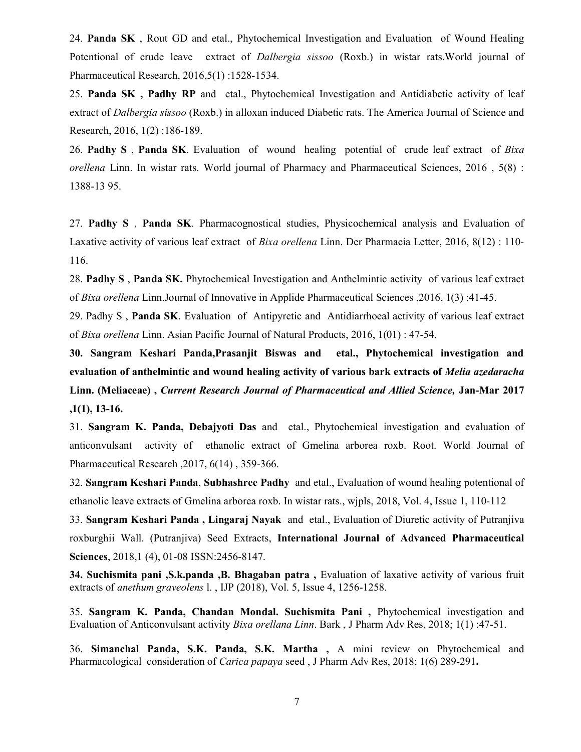24. **Panda SK** , Rout GD and etal., Phytochemical Investigation and Evaluation of Wound Healing Potentional of crude leave extract of *Dalbergia sissoo* (Roxb.) in wistar rats.World journal of Pharmaceutical Research, 2016,5(1) :1528-1534.

25. **Panda SK , Padhy RP** and etal., Phytochemical Investigation and Antidiabetic activity of leaf extract of *Dalbergia sissoo* (Roxb.) in alloxan induced Diabetic rats. The America Journal of Science and Research, 2016, 1(2) :186-189.

26. **Padhy S** , **Panda SK**. Evaluation of wound healing potential of crude leaf extract of *Bixa orellena* Linn. In wistar rats. World journal of Pharmacy and Pharmaceutical Sciences, 2016 , 5(8) : 1388-13 95.

27. **Padhy S** , **Panda SK**. Pharmacognostical studies, Physicochemical analysis and Evaluation of Laxative activity of various leaf extract of *Bixa orellena* Linn. Der Pharmacia Letter, 2016, 8(12) : 110-116.

28. **Padhy S** , **Panda SK.** Phytochemical Investigation and Anthelmintic activity of various leaf extract of *Bixa orellena* Linn.Journal of Innovative in Applide Pharmaceutical Sciences ,2016, 1(3) :41-45.

29. Padhy S , **Panda SK**. Evaluation of Antipyretic and Antidiarrhoeal activity of various leaf extract of *Bixa orellena* Linn. Asian Pacific Journal of Natural Products, 2016, 1(01) : 47-54.

**30. Sangram Keshari Panda,Prasanjit Biswas and etal., Phytochemical investigation and evaluation of anthelmintic and wound healing activity of various bark extracts of *Melia azedaracha* Linn. (Meliaceae) , *Current Research Journal of Pharmaceutical and Allied Science,* Jan-Mar 2017 ,1(1), 13-16.**

31. **Sangram K. Panda, Debajyoti Das** and etal., Phytochemical investigation and evaluation of anticonvulsant activity of ethanolic extract of Gmelina arborea roxb. Root. World Journal of Pharmaceutical Research ,2017, 6(14) , 359-366.

32. **Sangram Keshari Panda**, **Subhashree Padhy** and etal., Evaluation of wound healing potentional of ethanolic leave extracts of Gmelina arborea roxb. In wistar rats., wjpls, 2018, Vol. 4, Issue 1, 110-112

33. **Sangram Keshari Panda , Lingaraj Nayak** and etal., Evaluation of Diuretic activity of Putranjiva roxburghii Wall. (Putranjiva) Seed Extracts, **International Journal of Advanced Pharmaceutical Sciences**, 2018,1 (4), 01-08 ISSN:2456-8147.

**34. Suchismita pani ,S.k.panda ,B. Bhagaban patra ,** Evaluation of laxative activity of various fruit extracts of *anethum graveolens* l. , IJP (2018), Vol. 5, Issue 4, 1256-1258.

35. **Sangram K. Panda, Chandan Mondal. Suchismita Pani ,** Phytochemical investigation and Evaluation of Anticonvulsant activity *Bixa orellana Linn*. Bark , J Pharm Adv Res, 2018; 1(1) :47-51.

36. **Simanchal Panda, S.K. Panda, S.K. Martha ,** A mini review on Phytochemical and Pharmacological consideration of *Carica papaya* seed , J Pharm Adv Res, 2018; 1(6) 289-291**.**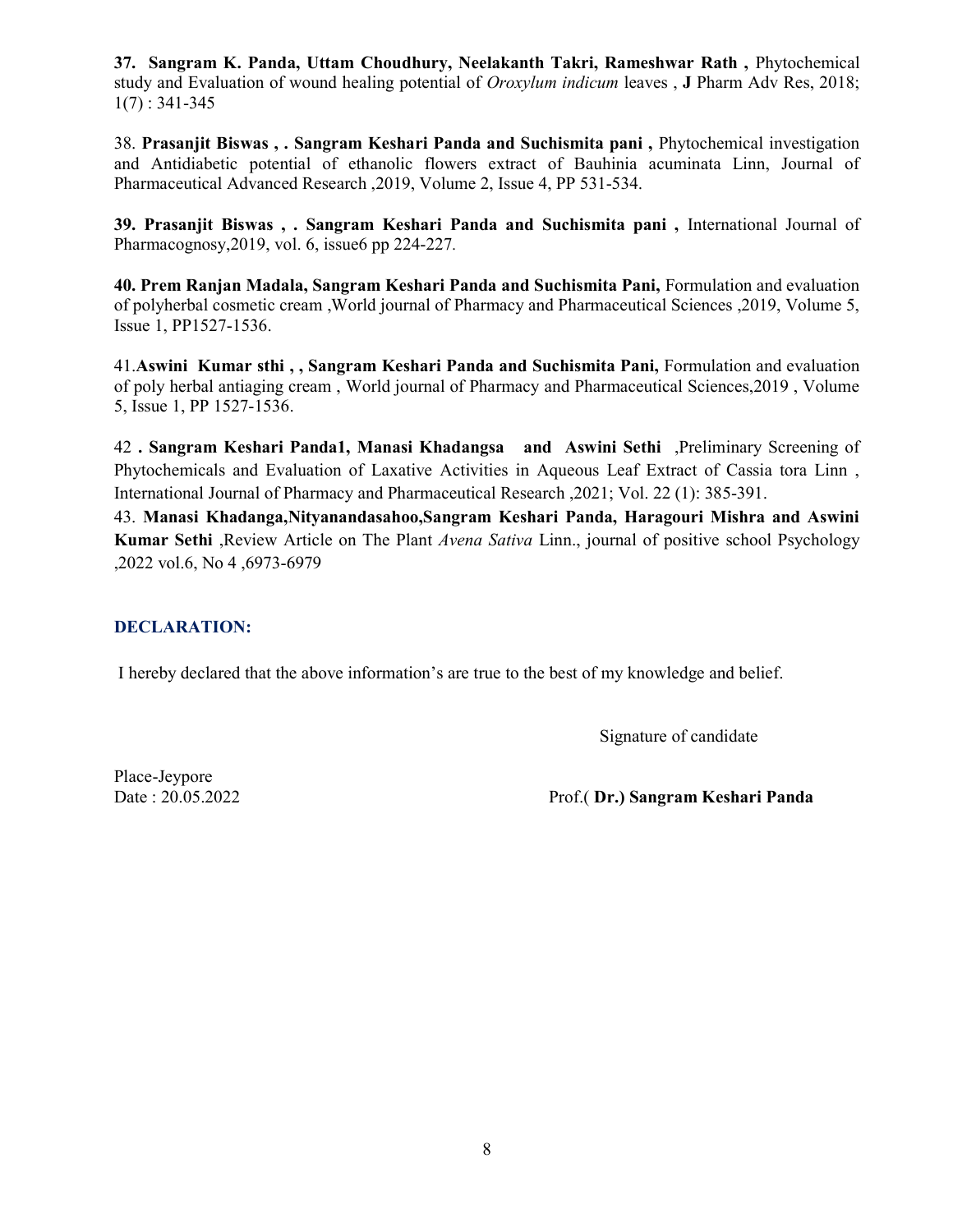**37. Sangram K. Panda, Uttam Choudhury, Neelakanth Takri, Rameshwar Rath ,** Phytochemical study and Evaluation of wound healing potential of *Oroxylum indicum* leaves , **J** Pharm Adv Res, 2018; 1(7) : 341-345

38. **Prasanjit Biswas , . Sangram Keshari Panda and Suchismita pani ,** Phytochemical investigation and Antidiabetic potential of ethanolic flowers extract of Bauhinia acuminata Linn, Journal of Pharmaceutical Advanced Research ,2019, Volume 2, Issue 4, PP 531-534.

**39. Prasanjit Biswas , . Sangram Keshari Panda and Suchismita pani ,** International Journal of Pharmacognosy,2019, vol. 6, issue6 pp 224-227.

**40. Prem Ranjan Madala, Sangram Keshari Panda and Suchismita Pani,** Formulation and evaluation of polyherbal cosmetic cream ,World journal of Pharmacy and Pharmaceutical Sciences ,2019, Volume 5, Issue 1, PP1527-1536.

41.**Aswini Kumar sthi , , Sangram Keshari Panda and Suchismita Pani,** Formulation and evaluation of poly herbal antiaging cream , World journal of Pharmacy and Pharmaceutical Sciences,2019 , Volume 5, Issue 1, PP 1527-1536.

42 **. Sangram Keshari Panda1, Manasi Khadangsa and Aswini Sethi** ,Preliminary Screening of Phytochemicals and Evaluation of Laxative Activities in Aqueous Leaf Extract of Cassia tora Linn , International Journal of Pharmacy and Pharmaceutical Research ,2021; Vol. 22 (1): 385-391.

43. **Manasi Khadanga,Nityanandasahoo,Sangram Keshari Panda, Haragouri Mishra and Aswini Kumar Sethi** ,Review Article on The Plant *Avena Sativa* Linn., journal of positive school Psychology ,2022 vol.6, No 4 ,6973-6979

## DECLARATION:

I hereby declared that the above information's are true to the best of my knowledge and belief.

Signature of candidate

Place-Jeypore

Date : 20.05.2022

Prof.( **Dr.) Sangram Keshari Panda**